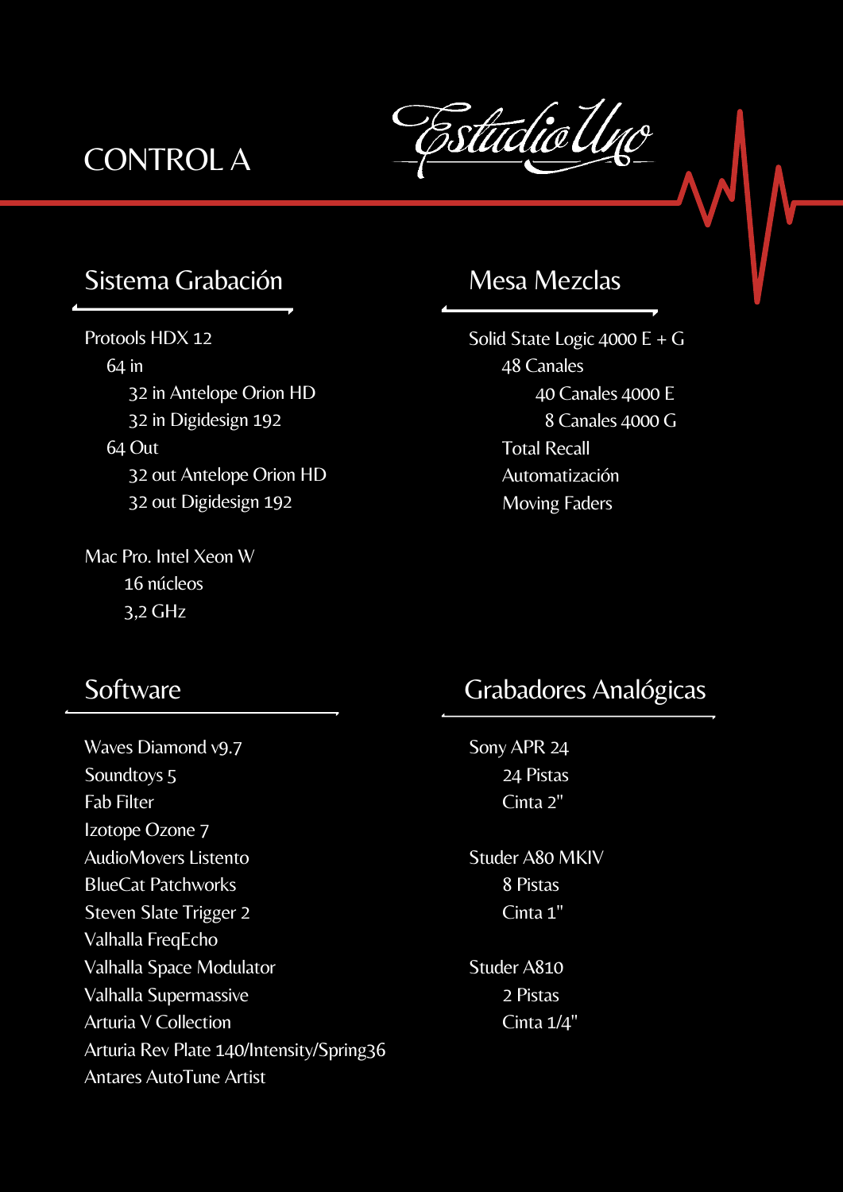# CONTROL A

Estudio Uno

## Sistema Grabación

- Protools HDX 12
  - 64 in
    - 32 in Antelope Orion HD
    - 32 in Digidesign 192
  - 64 Out
    - 32 out Antelope Orion HD
    - 32 out Digidesign 192
- Mac Pro. Intel Xeon W
  - 16 núcleos
  - 3,2 GHz

## Mesa Mezclas

- Solid State Logic 4000 E + G
  - 48 Canales
    - 40 Canales 4000 E
    - 8 Canales 4000 G
  - Total Recall
  - Automatización
  - Moving Faders

## Software

- Waves Diamond v9.7
- Soundtoys 5
- Fab Filter
- Izotope Ozone 7
- AudioMovers Listento
- BlueCat Patchworks
- Steven Slate Trigger 2
- Valhalla FreqEcho
- Valhalla Space Modulator
- Valhalla Supermassive
- Arturia V Collection
- Arturia Rev Plate 140/Intensity/Spring36
- Antares AutoTune Artist

## Grabadores Analógicas

- Sony APR 24
  - 24 Pistas
  - Cinta 2"
- Studer A80 MKIV
  - 8 Pistas
  - Cinta 1"
- Studer A810
  - 2 Pistas
  - Cinta 1/4"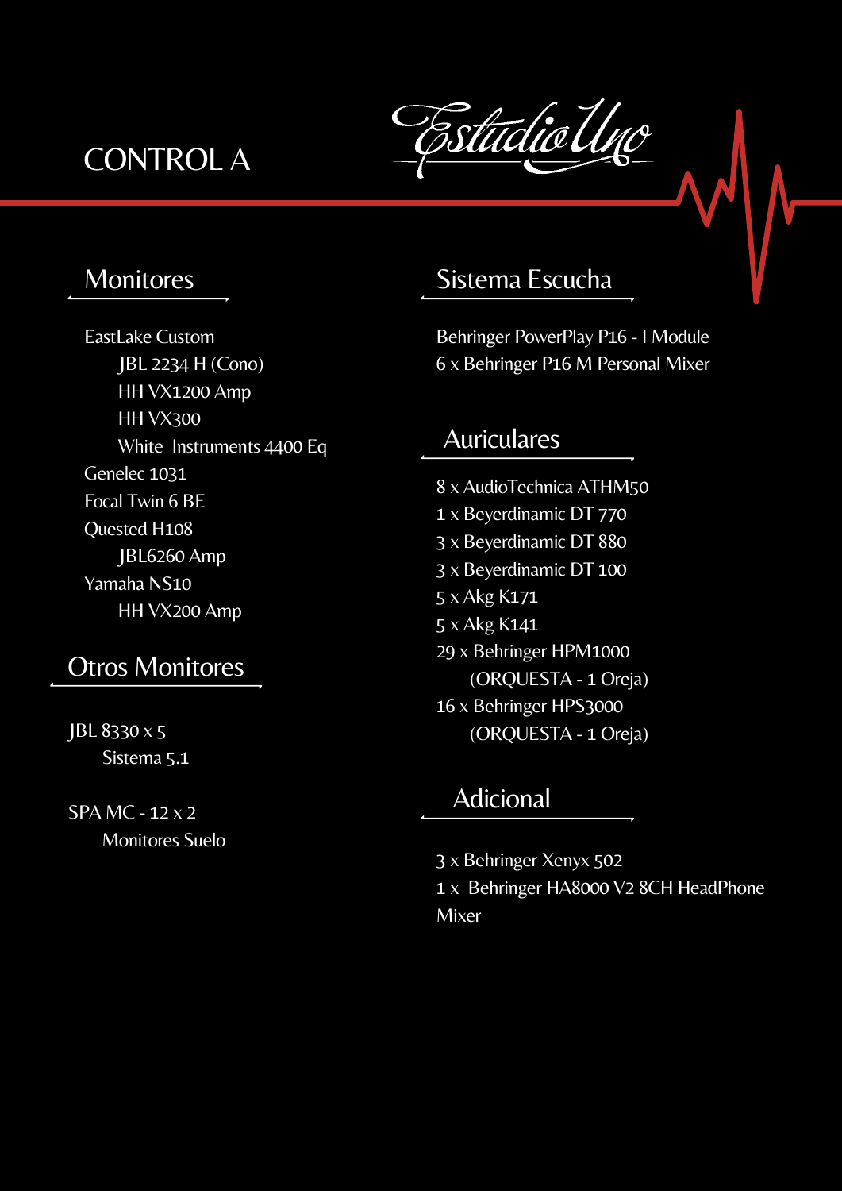# CONTROL A

Estudio Uno

## Monitores

EastLake Custom
- JBL 2234 H (Cono)
- HH VX1200 Amp
- HH VX300
- White Instruments 4400 Eq

Genelec 1031

Focal Twin 6 BE

Quested H108
- JBL6260 Amp

Yamaha NS10
- HH VX200 Amp

## Otros Monitores

JBL 8330 x 5
- Sistema 5.1

SPA MC - 12 x 2
- Monitores Suelo

## Sistema Escucha

Behringer PowerPlay P16 - I Module
6 x Behringer P16 M Personal Mixer

## Auriculares

8 x AudioTechnica ATHM50
1 x Beyerdinamic DT 770
3 x Beyerdinamic DT 880
3 x Beyerdinamic DT 100
5 x Akg K171
5 x Akg K141
29 x Behringer HPM1000
- (ORQUESTA - 1 Oreja)

16 x Behringer HPS3000
- (ORQUESTA - 1 Oreja)

## Adicional

3 x Behringer Xenyx 502
1 x Behringer HA8000 V2 8CH HeadPhone Mixer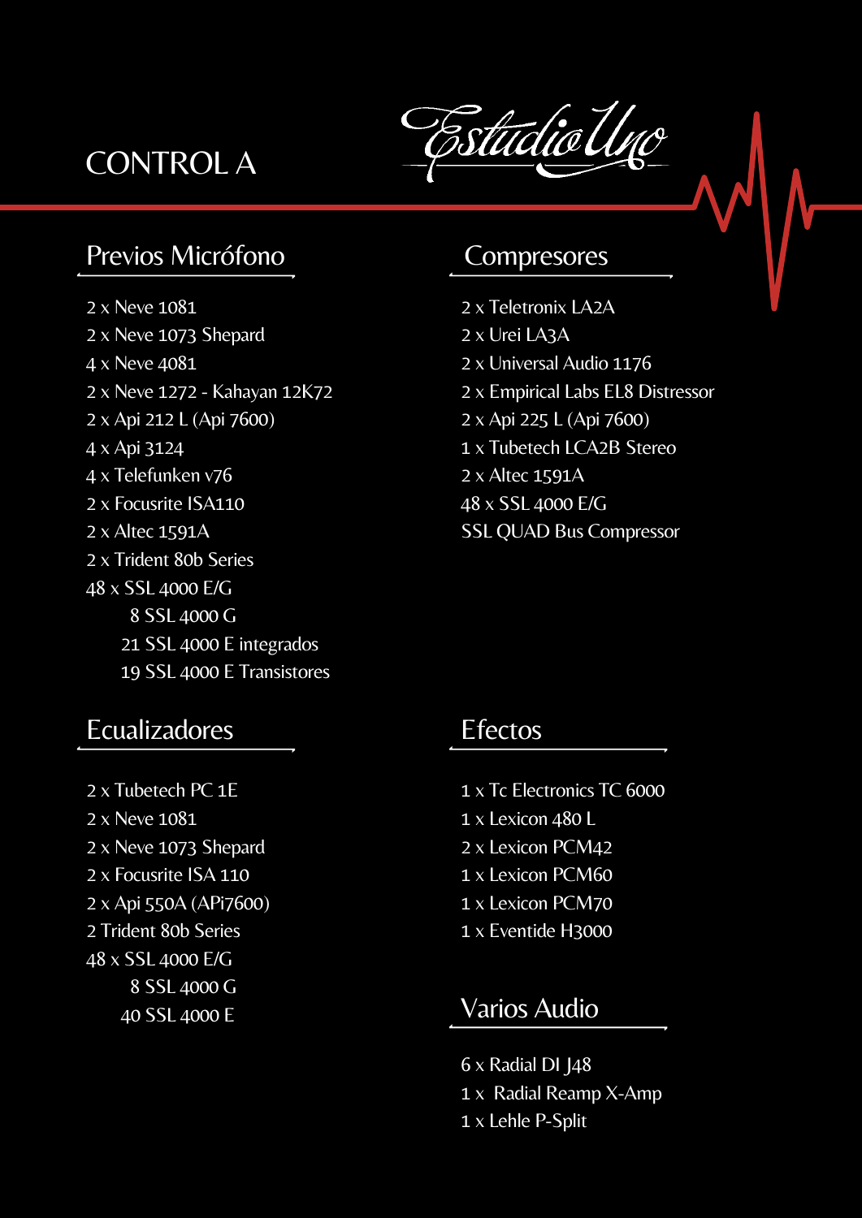# CONTROL A

Estudio Uno

## Previos Micrófono

2 x Neve 1081
2 x Neve 1073 Shepard
4 x Neve 4081
2 x Neve 1272 - Kahayan 12K72
2 x Api 212 L (Api 7600)
4 x Api 3124
4 x Telefunken v76
2 x Focusrite ISA110
2 x Altec 1591A
2 x Trident 80b Series
48 x SSL 4000 E/G
  8 SSL 4000 G
  21 SSL 4000 E integrados
  19 SSL 4000 E Transistores

## Compresores

2 x Teletronix LA2A
2 x Urei LA3A
2 x Universal Audio 1176
2 x Empirical Labs EL8 Distressor
2 x Api 225 L (Api 7600)
1 x Tubetech LCA2B Stereo
2 x Altec 1591A
48 x SSL 4000 E/G
SSL QUAD Bus Compressor

## Ecualizadores

2 x Tubetech PC 1E
2 x Neve 1081
2 x Neve 1073 Shepard
2 x Focusrite ISA 110
2 x Api 550A (APi7600)
2 Trident 80b Series
48 x SSL 4000 E/G
  8 SSL 4000 G
  40 SSL 4000 E

## Efectos

1 x Tc Electronics TC 6000
1 x Lexicon 480 L
2 x Lexicon PCM42
1 x Lexicon PCM60
1 x Lexicon PCM70
1 x Eventide H3000

## Varios Audio

6 x Radial DI J48
1 x Radial Reamp X-Amp
1 x Lehle P-Split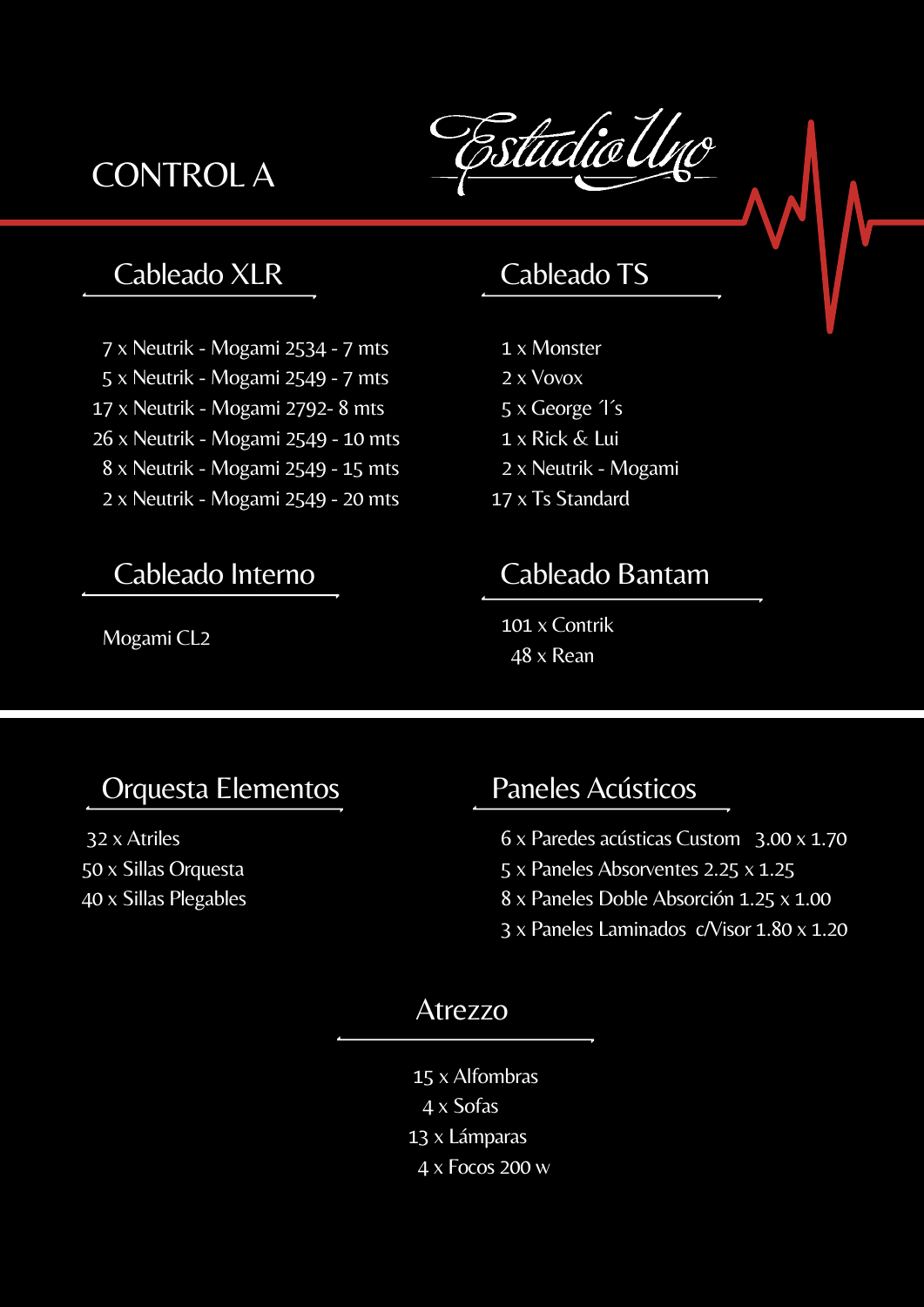# CONTROL A

Estudio Uno

## Cableado XLR

7 x Neutrik - Mogami 2534 - 7 mts
5 x Neutrik - Mogami 2549 - 7 mts
17 x Neutrik - Mogami 2792- 8 mts
26 x Neutrik - Mogami 2549 - 10 mts
8 x Neutrik - Mogami 2549 - 15 mts
2 x Neutrik - Mogami 2549 - 20 mts

## Cableado TS

1 x Monster
2 x Vovox
5 x George 1´s
1 x Rick & Lui
2 x Neutrik - Mogami
17 x Ts Standard

## Cableado Interno

Mogami CL2

## Cableado Bantam

101 x Contrik
48 x Rean

## Orquesta Elementos

32 x Atriles
50 x Sillas Orquesta
40 x Sillas Plegables

## Paneles Acústicos

6 x Paredes acústicas Custom 3.00 x 1.70
5 x Paneles Absorventes 2.25 x 1.25
8 x Paneles Doble Absorción 1.25 x 1.00
3 x Paneles Laminados c/Visor 1.80 x 1.20

## Atrezzo

15 x Alfombras
4 x Sofas
13 x Lámparas
4 x Focos 200 w